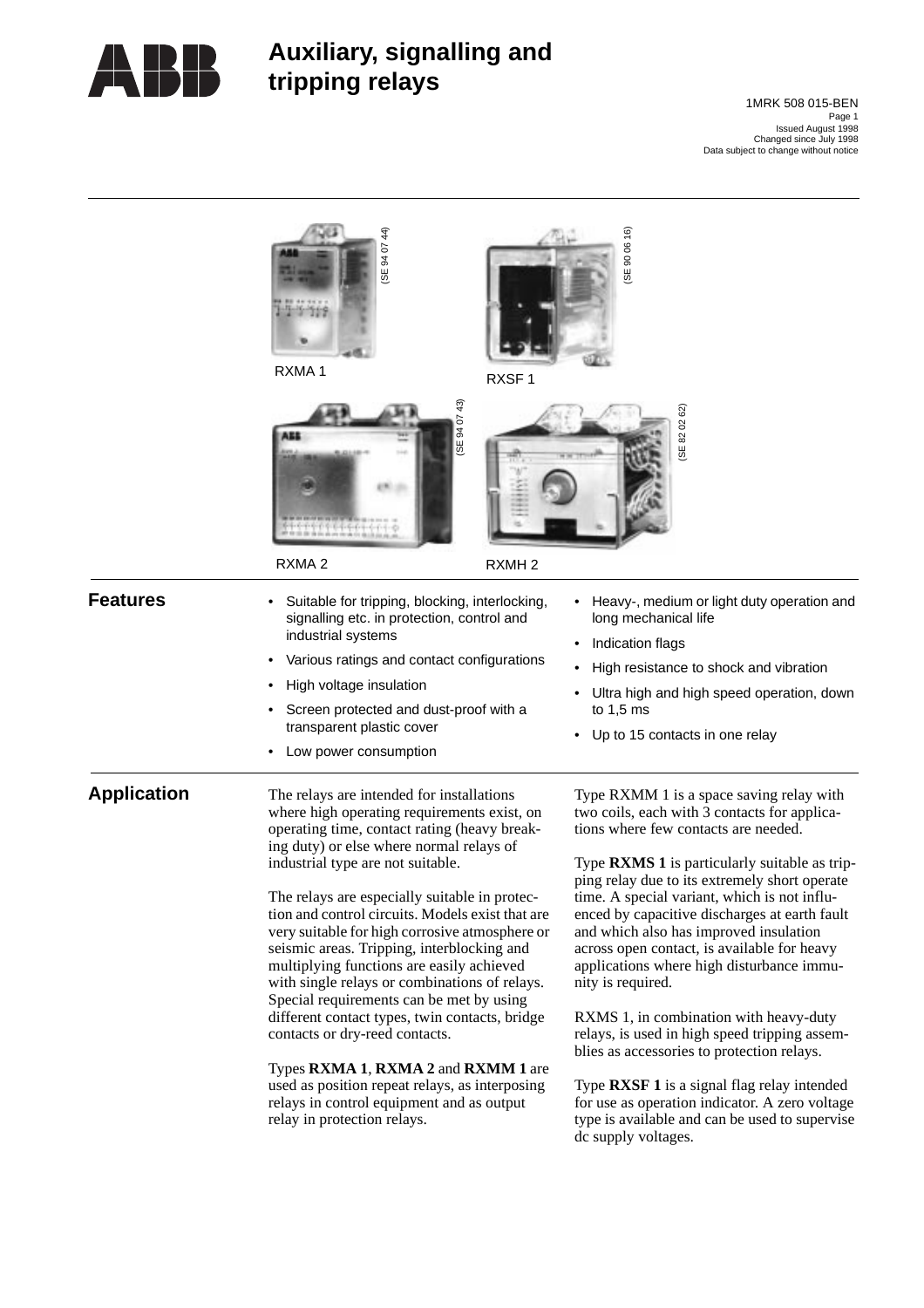# Auxiliary, signalling and tripping relays

1MRK 508 015-BEN
Issued August 1998
Changed since July 1998
Data subject to change without notice

(SE 94 07 44)
RXMA 1

(SE 90 06 16)
RXSF 1

(SE 94 07 43)
RXMA 2

(SE 82 02 62)
RXMH 2

## Features

- Suitable for tripping, blocking, interlocking, signalling etc. in protection, control and industrial systems
- Various ratings and contact configurations
- High voltage insulation
- Screen protected and dust-proof with a transparent plastic cover
- Low power consumption
- Heavy-, medium or light duty operation and long mechanical life
- Indication flags
- High resistance to shock and vibration
- Ultra high and high speed operation, down to 1,5 ms
- Up to 15 contacts in one relay

## Application

The relays are intended for installations where high operating requirements exist, on operating time, contact rating (heavy breaking duty) or else where normal relays of industrial type are not suitable.

The relays are especially suitable in protection and control circuits. Models exist that are very suitable for high corrosive atmosphere or seismic areas. Tripping, interblocking and multiplying functions are easily achieved with single relays or combinations of relays. Special requirements can be met by using different contact types, twin contacts, bridge contacts or dry-reed contacts.

Types **RXMA 1**, **RXMA 2** and **RXMM 1** are used as position repeat relays, as interposing relays in control equipment and as output relay in protection relays.

Type RXMM 1 is a space saving relay with two coils, each with 3 contacts for applications where few contacts are needed.

Type **RXMS 1** is particularly suitable as tripping relay due to its extremely short operate time. A special variant, which is not influenced by capacitive discharges at earth fault and which also has improved insulation across open contact, is available for heavy applications where high disturbance immunity is required.

RXMS 1, in combination with heavy-duty relays, is used in high speed tripping assemblies as accessories to protection relays.

Type **RXSF 1** is a signal flag relay intended for use as operation indicator. A zero voltage type is available and can be used to supervise dc supply voltages.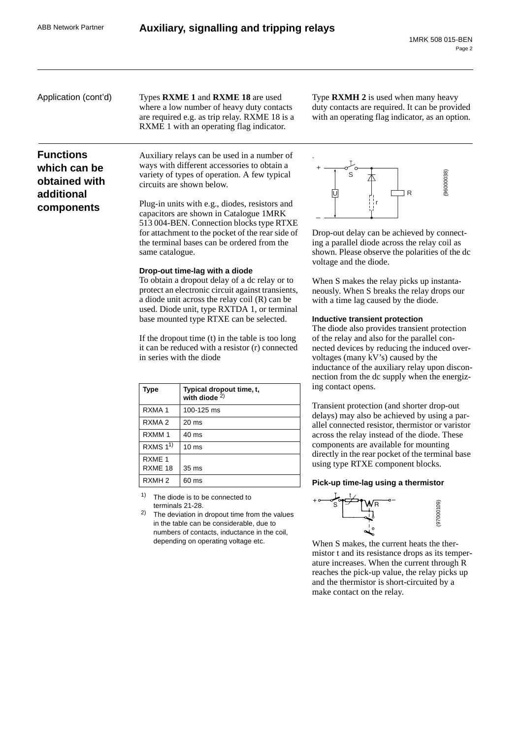Application (cont'd)

Types **RXME 1** and **RXME 18** are used where a low number of heavy duty contacts are required e.g. as trip relay. RXME 18 is a RXME 1 with an operating flag indicator.

Type **RXMH 2** is used when many heavy duty contacts are required. It can be provided with an operating flag indicator, as an option.

## Functions which can be obtained with additional components

Auxiliary relays can be used in a number of ways with different accessories to obtain a variety of types of operation. A few typical circuits are shown below.

Plug-in units with e.g., diodes, resistors and capacitors are shown in Catalogue 1MRK 513 004-BEN. Connection blocks type RTXE for attachment to the pocket of the rear side of the terminal bases can be ordered from the same catalogue.

### Drop-out time-lag with a diode

To obtain a dropout delay of a dc relay or to protect an electronic circuit against transients, a diode unit across the relay coil (R) can be used. Diode unit, type RXTDA 1, or terminal base mounted type RTXE can be selected.

If the dropout time (t) in the table is too long it can be reduced with a resistor (r) connected in series with the diode

| Type | Typical dropout time, t, with diode [2] |
|---|---|
| RXMA 1 | 100-125 ms |
| RXMA 2 | 20 ms |
| RXMM 1 | 40 ms |
| RXMS 1[1] | 10 ms |
| RXME 1<br>RXME 18 | 35 ms |
| RXMH 2 | 60 ms |

1) The diode is to be connected to terminals 21-28.

2) The deviation in dropout time from the values in the table can be considerable, due to numbers of contacts, inductance in the coil, depending on operating voltage etc.

(96000038)

Drop-out delay can be achieved by connecting a parallel diode across the relay coil as shown. Please observe the polarities of the dc voltage and the diode.

When S makes the relay picks up instantaneously. When S breaks the relay drops our with a time lag caused by the diode.

### Inductive transient protection

The diode also provides transient protection of the relay and also for the parallel connected devices by reducing the induced overvoltages (many kV's) caused by the inductance of the auxiliary relay upon disconnection from the dc supply when the energizing contact opens.

Transient protection (and shorter drop-out delays) may also be achieved by using a parallel connected resistor, thermistor or varistor across the relay instead of the diode. These components are available for mounting directly in the rear pocket of the terminal base using type RTXE component blocks.

### Pick-up time-lag using a thermistor

(97000109)

When S makes, the current heats the thermistor t and its resistance drops as its temperature increases. When the current through R reaches the pick-up value, the relay picks up and the thermistor is short-circuited by a make contact on the relay.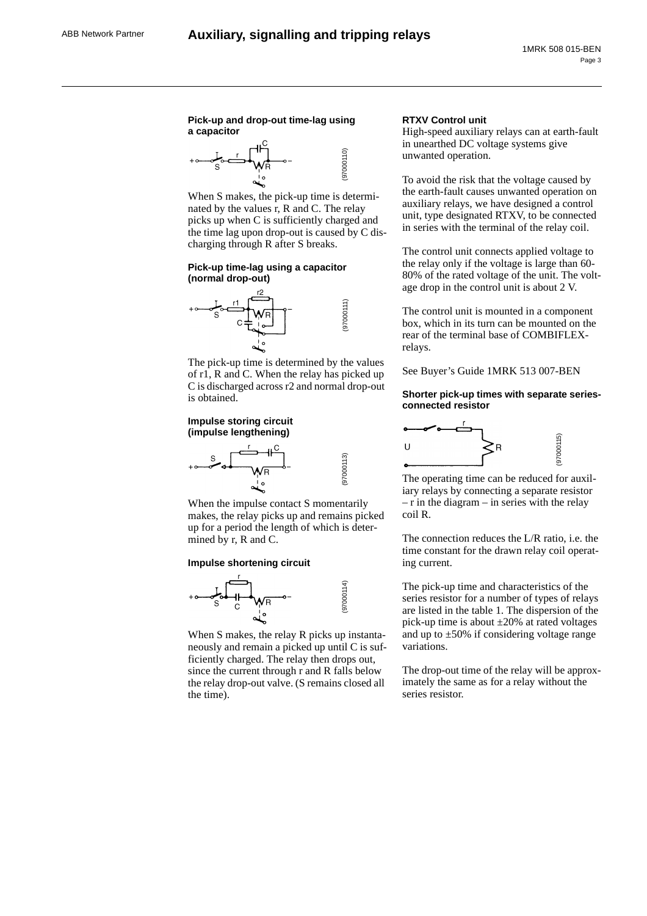#### Pick-up and drop-out time-lag using a capacitor

(97000110)

When S makes, the pick-up time is determinated by the values r, R and C. The relay picks up when C is sufficiently charged and the time lag upon drop-out is caused by C discharging through R after S breaks.

#### Pick-up time-lag using a capacitor (normal drop-out)

(97000111)

The pick-up time is determined by the values of r1, R and C. When the relay has picked up C is discharged across r2 and normal drop-out is obtained.

#### Impulse storing circuit (impulse lengthening)

(97000113)

When the impulse contact S momentarily makes, the relay picks up and remains picked up for a period the length of which is determined by r, R and C.

#### Impulse shortening circuit

(97000114)

When S makes, the relay R picks up instantaneously and remain a picked up until C is sufficiently charged. The relay then drops out, since the current through r and R falls below the relay drop-out valve. (S remains closed all the time).

#### RTXV Control unit

High-speed auxiliary relays can at earth-fault in unearthed DC voltage systems give unwanted operation.

To avoid the risk that the voltage caused by the earth-fault causes unwanted operation on auxiliary relays, we have designed a control unit, type designated RTXV, to be connected in series with the terminal of the relay coil.

The control unit connects applied voltage to the relay only if the voltage is large than 60-80% of the rated voltage of the unit. The voltage drop in the control unit is about 2 V.

The control unit is mounted in a component box, which in its turn can be mounted on the rear of the terminal base of COMBIFLEX-relays.

See Buyer's Guide 1MRK 513 007-BEN

#### Shorter pick-up times with separate series-connected resistor

(97000115)

The operating time can be reduced for auxiliary relays by connecting a separate resistor – r in the diagram – in series with the relay coil R.

The connection reduces the L/R ratio, i.e. the time constant for the drawn relay coil operating current.

The pick-up time and characteristics of the series resistor for a number of types of relays are listed in the table 1. The dispersion of the pick-up time is about ±20% at rated voltages and up to ±50% if considering voltage range variations.

The drop-out time of the relay will be approximately the same as for a relay without the series resistor.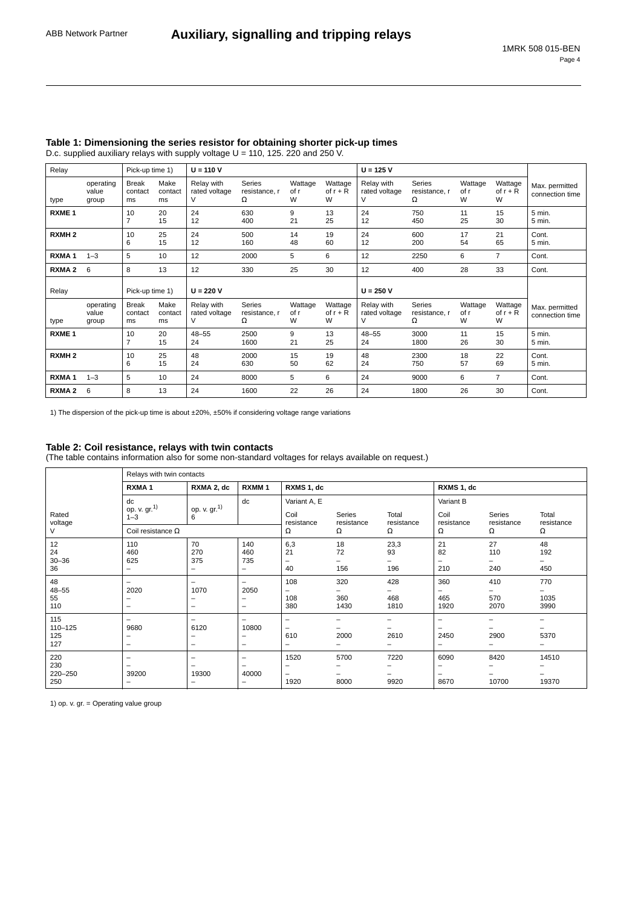## Table 1: Dimensioning the series resistor for obtaining shorter pick-up times

D.c. supplied auxiliary relays with supply voltage U = 110, 125. 220 and 250 V.

| Relay | | Pick-up time 1) | | U = 110 V | | | | U = 125 V | | | | |
|---|---|---|---|---|---|---|---|---|---|---|---|---|
| type | operating value group | Break contact ms | Make contact ms | Relay with rated voltage V | Series resistance, r Ω | Wattage of r W | Wattage of r + R W | Relay with rated voltage V | Series resistance, r Ω | Wattage of r W | Wattage of r + R W | Max. permitted connection time |
| **RXME 1** | | 10<br>7 | 20<br>15 | 24<br>12 | 630<br>400 | 9<br>21 | 13<br>25 | 24<br>12 | 750<br>450 | 11<br>25 | 15<br>30 | 5 min.<br>5 min. |
| **RXMH 2** | | 10<br>6 | 25<br>15 | 24<br>12 | 500<br>160 | 14<br>48 | 19<br>60 | 24<br>12 | 600<br>200 | 17<br>54 | 21<br>65 | Cont.<br>5 min. |
| **RXMA 1** | 1–3 | 5 | 10 | 12 | 2000 | 5 | 6 | 12 | 2250 | 6 | 7 | Cont. |
| **RXMA 2** | 6 | 8 | 13 | 12 | 330 | 25 | 30 | 12 | 400 | 28 | 33 | Cont. |
| Relay | | Pick-up time 1) | | U = 220 V | | | | U = 250 V | | | | |
| type | operating value group | Break contact ms | Make contact ms | Relay with rated voltage V | Series resistance, r Ω | Wattage of r W | Wattage of r + R W | Relay with rated voltage V | Series resistance, r Ω | Wattage of r W | Wattage of r + R W | Max. permitted connection time |
| **RXME 1** | | 10<br>7 | 20<br>15 | 48–55<br>24 | 2500<br>1600 | 9<br>21 | 13<br>25 | 48–55<br>24 | 3000<br>1800 | 11<br>26 | 15<br>30 | 5 min.<br>5 min. |
| **RXMH 2** | | 10<br>6 | 25<br>15 | 48<br>24 | 2000<br>630 | 15<br>50 | 19<br>62 | 48<br>24 | 2300<br>750 | 18<br>57 | 22<br>69 | Cont.<br>5 min. |
| **RXMA 1** | 1–3 | 5 | 10 | 24 | 8000 | 5 | 6 | 24 | 9000 | 6 | 7 | Cont. |
| **RXMA 2** | 6 | 8 | 13 | 24 | 1600 | 22 | 26 | 24 | 1800 | 26 | 30 | Cont. |

1) The dispersion of the pick-up time is about ±20%, ±50% if considering voltage range variations

## Table 2: Coil resistance, relays with twin contacts

(The table contains information also for some non-standard voltages for relays available on request.)

| | Relays with twin contacts | | | | | | | | |
|---|---|---|---|---|---|---|---|---|---|
| | **RXMA 1** | **RXMA 2, dc** | **RXMM 1** | **RXMS 1, dc** | | | **RXMS 1, dc** | | |
| | dc<br>op. v. gr.1)<br>1–3 | op. v. gr.1)<br>6 | dc | Variant A, E | | | Variant B | | |
| Rated voltage V | Coil resistance Ω | | | Coil resistance Ω | Series resistance Ω | Total resistance Ω | Coil resistance Ω | Series resistance Ω | Total resistance Ω |
| 12<br>24<br>30–36<br>36 | 110<br>460<br>625<br>– | 70<br>270<br>375<br>– | 140<br>460<br>735<br>– | 6,3<br>21<br>–<br>40 | 18<br>72<br>–<br>156 | 23,3<br>93<br>–<br>196 | 21<br>82<br>–<br>210 | 27<br>110<br>–<br>240 | 48<br>192<br>–<br>450 |
| 48<br>48–55<br>55<br>110 | –<br>2020<br>–<br>– | –<br>1070<br>–<br>– | –<br>2050<br>–<br>– | 108<br>–<br>108<br>380 | 320<br>–<br>360<br>1430 | 428<br>–<br>468<br>1810 | 360<br>–<br>465<br>1920 | 410<br>–<br>570<br>2070 | 770<br>–<br>1035<br>3990 |
| 115<br>110–125<br>125<br>127 | –<br>9680<br>–<br>– | –<br>6120<br>–<br>– | –<br>10800<br>–<br>– | –<br>–<br>610<br>– | –<br>–<br>2000<br>– | –<br>–<br>2610<br>– | –<br>–<br>2450<br>– | –<br>–<br>2900<br>– | –<br>–<br>5370<br>– |
| 220<br>230<br>220–250<br>250 | –<br>–<br>39200<br>– | –<br>–<br>19300<br>– | –<br>–<br>40000<br>– | 1520<br>–<br>–<br>1920 | 5700<br>–<br>–<br>8000 | 7220<br>–<br>–<br>9920 | 6090<br>–<br>–<br>8670 | 8420<br>–<br>–<br>10700 | 14510<br>–<br>–<br>19370 |

1) op. v. gr. = Operating value group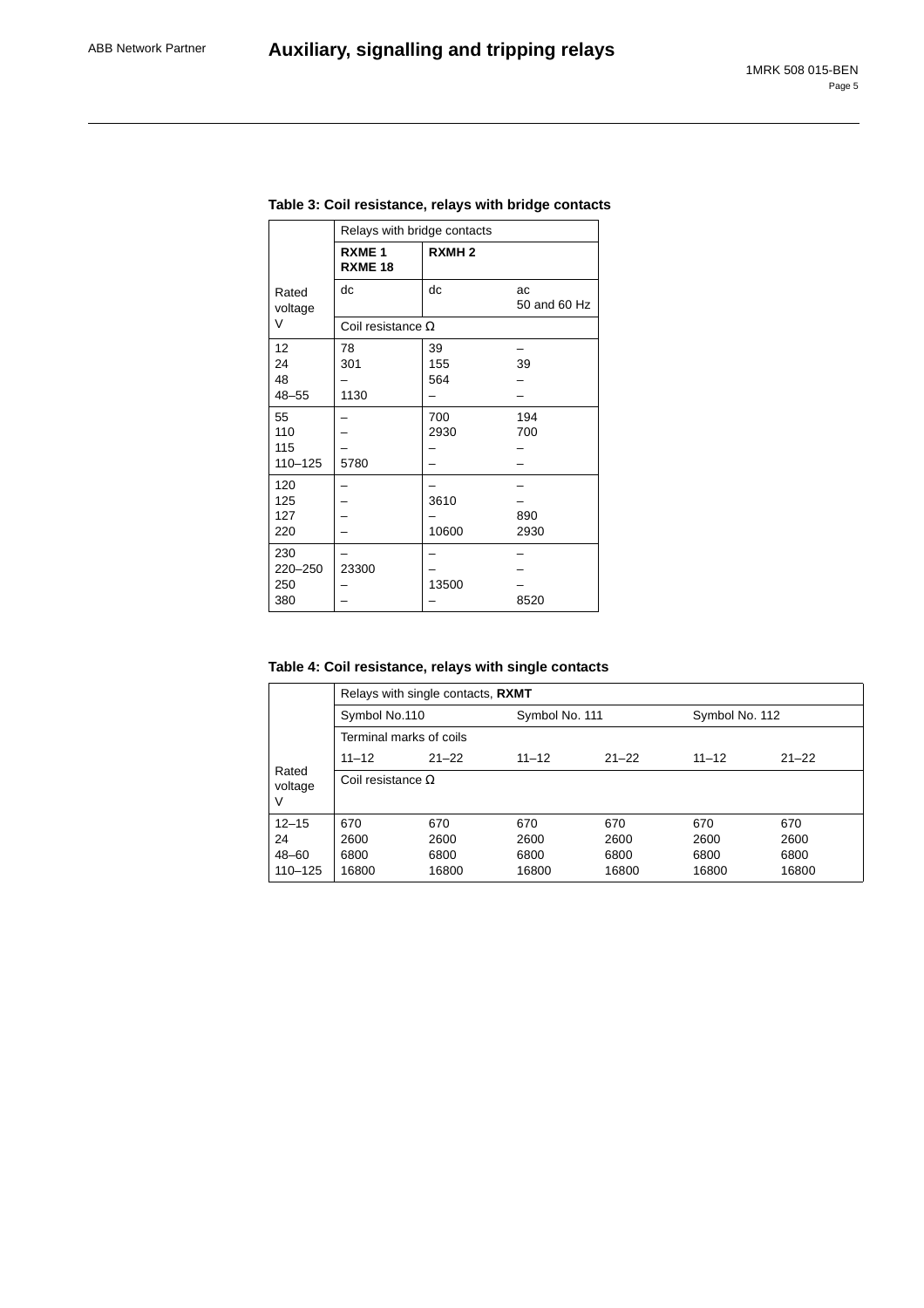**Table 3: Coil resistance, relays with bridge contacts**

| Rated voltage V | Relays with bridge contacts | | |
|---|---|---|---|
| | **RXME 1 RXME 18** | **RXMH 2** | |
| | dc | dc | ac 50 and 60 Hz |
| | Coil resistance Ω | | |
| 12 | 78 | 39 | – |
| 24 | 301 | 155 | 39 |
| 48 | – | 564 | – |
| 48–55 | 1130 | – | – |
| 55 | – | 700 | 194 |
| 110 | – | 2930 | 700 |
| 115 | – | – | – |
| 110–125 | 5780 | – | – |
| 120 | – | – | – |
| 125 | – | 3610 | – |
| 127 | – | – | 890 |
| 220 | – | 10600 | 2930 |
| 230 | – | – | – |
| 220–250 | 23300 | – | – |
| 250 | – | 13500 | – |
| 380 | – | – | 8520 |

**Table 4: Coil resistance, relays with single contacts**

| Rated voltage V | Relays with single contacts, **RXMT** | | | | | |
|---|---|---|---|---|---|---|
| | Symbol No.110 | | Symbol No. 111 | | Symbol No. 112 | |
| | Terminal marks of coils | | | | | |
| | 11–12 | 21–22 | 11–12 | 21–22 | 11–12 | 21–22 |
| | Coil resistance Ω | | | | | |
| 12–15 | 670 | 670 | 670 | 670 | 670 | 670 |
| 24 | 2600 | 2600 | 2600 | 2600 | 2600 | 2600 |
| 48–60 | 6800 | 6800 | 6800 | 6800 | 6800 | 6800 |
| 110–125 | 16800 | 16800 | 16800 | 16800 | 16800 | 16800 |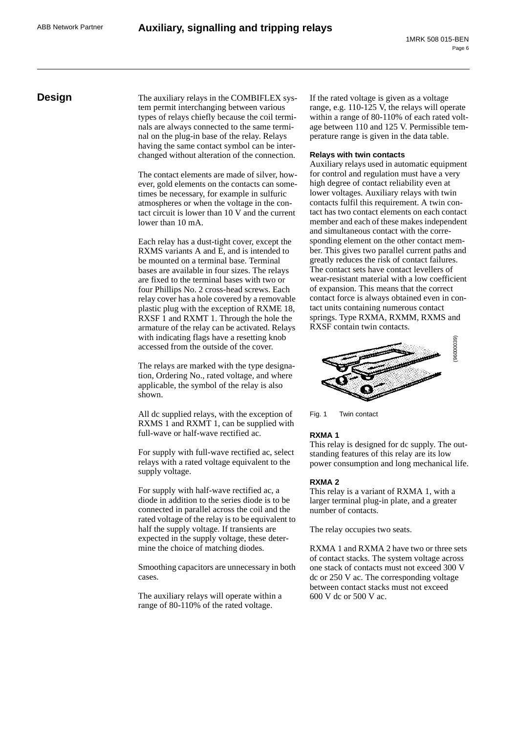## Design

The auxiliary relays in the COMBIFLEX system permit interchanging between various types of relays chiefly because the coil terminals are always connected to the same terminal on the plug-in base of the relay. Relays having the same contact symbol can be interchanged without alteration of the connection.

The contact elements are made of silver, however, gold elements on the contacts can sometimes be necessary, for example in sulfuric atmospheres or when the voltage in the contact circuit is lower than 10 V and the current lower than 10 mA.

Each relay has a dust-tight cover, except the RXMS variants A and E, and is intended to be mounted on a terminal base. Terminal bases are available in four sizes. The relays are fixed to the terminal bases with two or four Phillips No. 2 cross-head screws. Each relay cover has a hole covered by a removable plastic plug with the exception of RXME 18, RXSF 1 and RXMT 1. Through the hole the armature of the relay can be activated. Relays with indicating flags have a resetting knob accessed from the outside of the cover.

The relays are marked with the type designation, Ordering No., rated voltage, and where applicable, the symbol of the relay is also shown.

All dc supplied relays, with the exception of RXMS 1 and RXMT 1, can be supplied with full-wave or half-wave rectified ac.

For supply with full-wave rectified ac, select relays with a rated voltage equivalent to the supply voltage.

For supply with half-wave rectified ac, a diode in addition to the series diode is to be connected in parallel across the coil and the rated voltage of the relay is to be equivalent to half the supply voltage. If transients are expected in the supply voltage, these determine the choice of matching diodes.

Smoothing capacitors are unnecessary in both cases.

The auxiliary relays will operate within a range of 80-110% of the rated voltage.

If the rated voltage is given as a voltage range, e.g. 110-125 V, the relays will operate within a range of 80-110% of each rated voltage between 110 and 125 V. Permissible temperature range is given in the data table.

#### Relays with twin contacts

Auxiliary relays used in automatic equipment for control and regulation must have a very high degree of contact reliability even at lower voltages. Auxiliary relays with twin contacts fulfil this requirement. A twin contact has two contact elements on each contact member and each of these makes independent and simultaneous contact with the corresponding element on the other contact member. This gives two parallel current paths and greatly reduces the risk of contact failures. The contact sets have contact levellers of wear-resistant material with a low coefficient of expansion. This means that the correct contact force is always obtained even in contact units containing numerous contact springs. Type RXMA, RXMM, RXMS and RXSF contain twin contacts.

(96000039)

Fig. 1 Twin contact

#### RXMA 1

This relay is designed for dc supply. The outstanding features of this relay are its low power consumption and long mechanical life.

#### RXMA 2

This relay is a variant of RXMA 1, with a larger terminal plug-in plate, and a greater number of contacts.

The relay occupies two seats.

RXMA 1 and RXMA 2 have two or three sets of contact stacks. The system voltage across one stack of contacts must not exceed 300 V dc or 250 V ac. The corresponding voltage between contact stacks must not exceed 600 V dc or 500 V ac.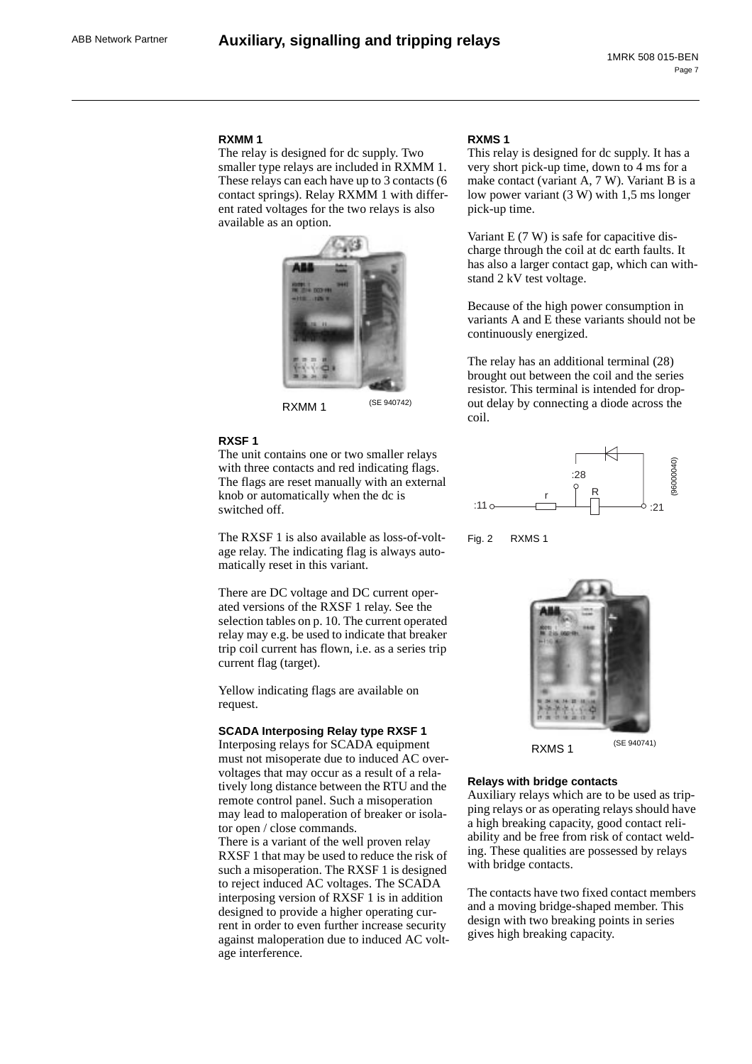### RXMM 1

The relay is designed for dc supply. Two smaller type relays are included in RXMM 1. These relays can each have up to 3 contacts (6 contact springs). Relay RXMM 1 with different rated voltages for the two relays is also available as an option.

RXMM 1 (SE 940742)

### RXSF 1

The unit contains one or two smaller relays with three contacts and red indicating flags. The flags are reset manually with an external knob or automatically when the dc is switched off.

The RXSF 1 is also available as loss-of-voltage relay. The indicating flag is always automatically reset in this variant.

There are DC voltage and DC current operated versions of the RXSF 1 relay. See the selection tables on p. 10. The current operated relay may e.g. be used to indicate that breaker trip coil current has flown, i.e. as a series trip current flag (target).

Yellow indicating flags are available on request.

### SCADA Interposing Relay type RXSF 1

Interposing relays for SCADA equipment must not misoperate due to induced AC overvoltages that may occur as a result of a relatively long distance between the RTU and the remote control panel. Such a misoperation may lead to maloperation of breaker or isolator open / close commands.

There is a variant of the well proven relay RXSF 1 that may be used to reduce the risk of such a misoperation. The RXSF 1 is designed to reject induced AC voltages. The SCADA interposing version of RXSF 1 is in addition designed to provide a higher operating current in order to even further increase security against maloperation due to induced AC voltage interference.

### RXMS 1

This relay is designed for dc supply. It has a very short pick-up time, down to 4 ms for a make contact (variant A, 7 W). Variant B is a low power variant (3 W) with 1,5 ms longer pick-up time.

Variant E (7 W) is safe for capacitive discharge through the coil at dc earth faults. It has also a larger contact gap, which can withstand 2 kV test voltage.

Because of the high power consumption in variants A and E these variants should not be continuously energized.

The relay has an additional terminal (28) brought out between the coil and the series resistor. This terminal is intended for drop-out delay by connecting a diode across the coil.

:11 r :28 R :21 (96000040)

Fig. 2 RXMS 1

RXMS 1 (SE 940741)

### Relays with bridge contacts

Auxiliary relays which are to be used as tripping relays or as operating relays should have a high breaking capacity, good contact reliability and be free from risk of contact welding. These qualities are possessed by relays with bridge contacts.

The contacts have two fixed contact members and a moving bridge-shaped member. This design with two breaking points in series gives high breaking capacity.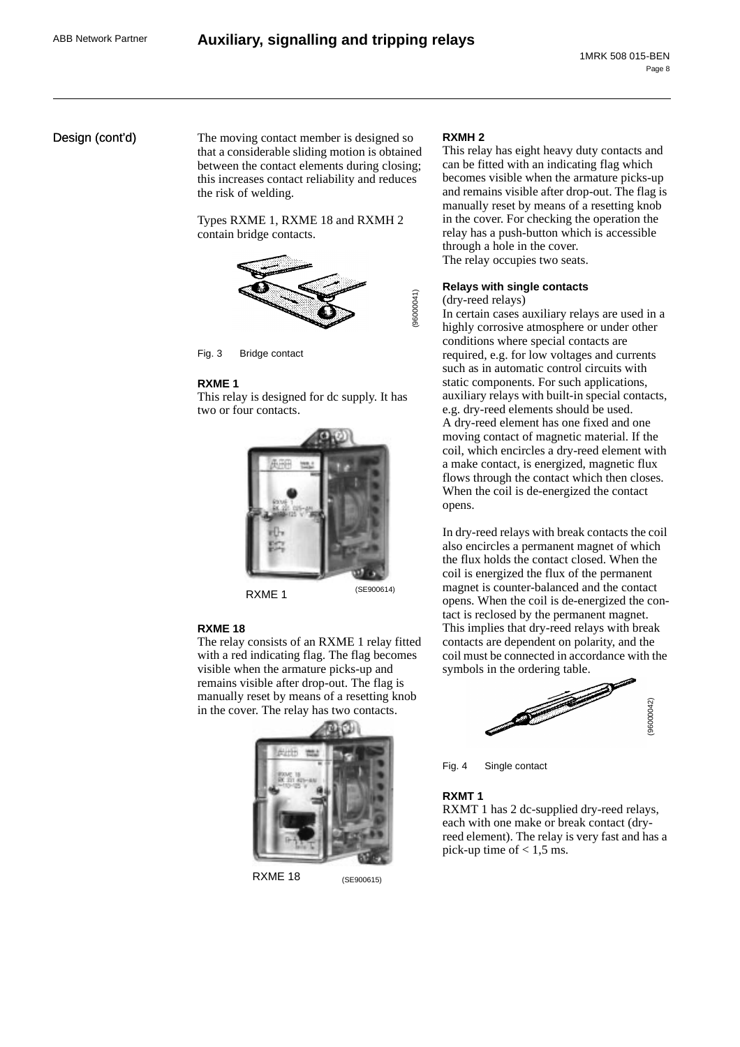## Design (cont'd)

The moving contact member is designed so that a considerable sliding motion is obtained between the contact elements during closing; this increases contact reliability and reduces the risk of welding.

Types RXME 1, RXME 18 and RXMH 2 contain bridge contacts.

(96000041)

Fig. 3 Bridge contact

### RXME 1

This relay is designed for dc supply. It has two or four contacts.

RXME 1 (SE900614)

### RXME 18

The relay consists of an RXME 1 relay fitted with a red indicating flag. The flag becomes visible when the armature picks-up and remains visible after drop-out. The flag is manually reset by means of a resetting knob in the cover. The relay has two contacts.

RXME 18 (SE900615)

### RXMH 2

This relay has eight heavy duty contacts and can be fitted with an indicating flag which becomes visible when the armature picks-up and remains visible after drop-out. The flag is manually reset by means of a resetting knob in the cover. For checking the operation the relay has a push-button which is accessible through a hole in the cover.
The relay occupies two seats.

### Relays with single contacts

(dry-reed relays)
In certain cases auxiliary relays are used in a highly corrosive atmosphere or under other conditions where special contacts are required, e.g. for low voltages and currents such as in automatic control circuits with static components. For such applications, auxiliary relays with built-in special contacts, e.g. dry-reed elements should be used.
A dry-reed element has one fixed and one moving contact of magnetic material. If the coil, which encircles a dry-reed element with a make contact, is energized, magnetic flux flows through the contact which then closes. When the coil is de-energized the contact opens.

In dry-reed relays with break contacts the coil also encircles a permanent magnet of which the flux holds the contact closed. When the coil is energized the flux of the permanent magnet is counter-balanced and the contact opens. When the coil is de-energized the contact is reclosed by the permanent magnet. This implies that dry-reed relays with break contacts are dependent on polarity, and the coil must be connected in accordance with the symbols in the ordering table.

(96000042)

Fig. 4 Single contact

### RXMT 1

RXMT 1 has 2 dc-supplied dry-reed relays, each with one make or break contact (dry-reed element). The relay is very fast and has a pick-up time of < 1,5 ms.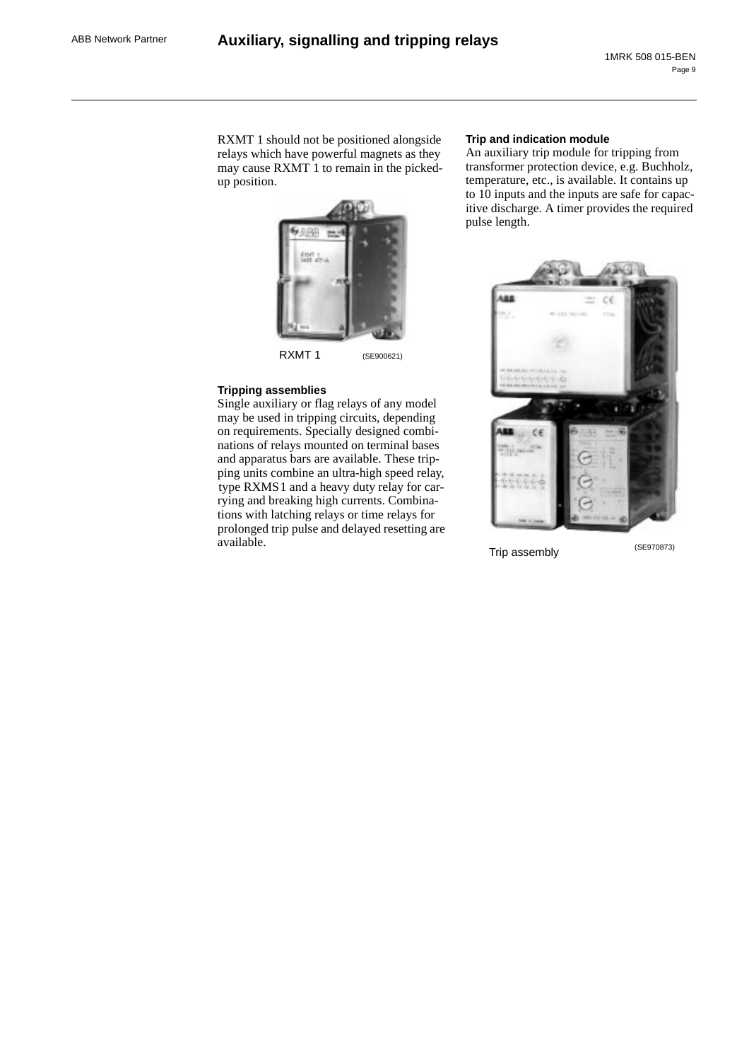RXMT 1 should not be positioned alongside relays which have powerful magnets as they may cause RXMT 1 to remain in the picked-up position.

RXMT 1 (SE900621)

### Tripping assemblies

Single auxiliary or flag relays of any model may be used in tripping circuits, depending on requirements. Specially designed combinations of relays mounted on terminal bases and apparatus bars are available. These tripping units combine an ultra-high speed relay, type RXMS 1 and a heavy duty relay for carrying and breaking high currents. Combinations with latching relays or time relays for prolonged trip pulse and delayed resetting are available.

### Trip and indication module

An auxiliary trip module for tripping from transformer protection device, e.g. Buchholz, temperature, etc., is available. It contains up to 10 inputs and the inputs are safe for capacitive discharge. A timer provides the required pulse length.

Trip assembly (SE970873)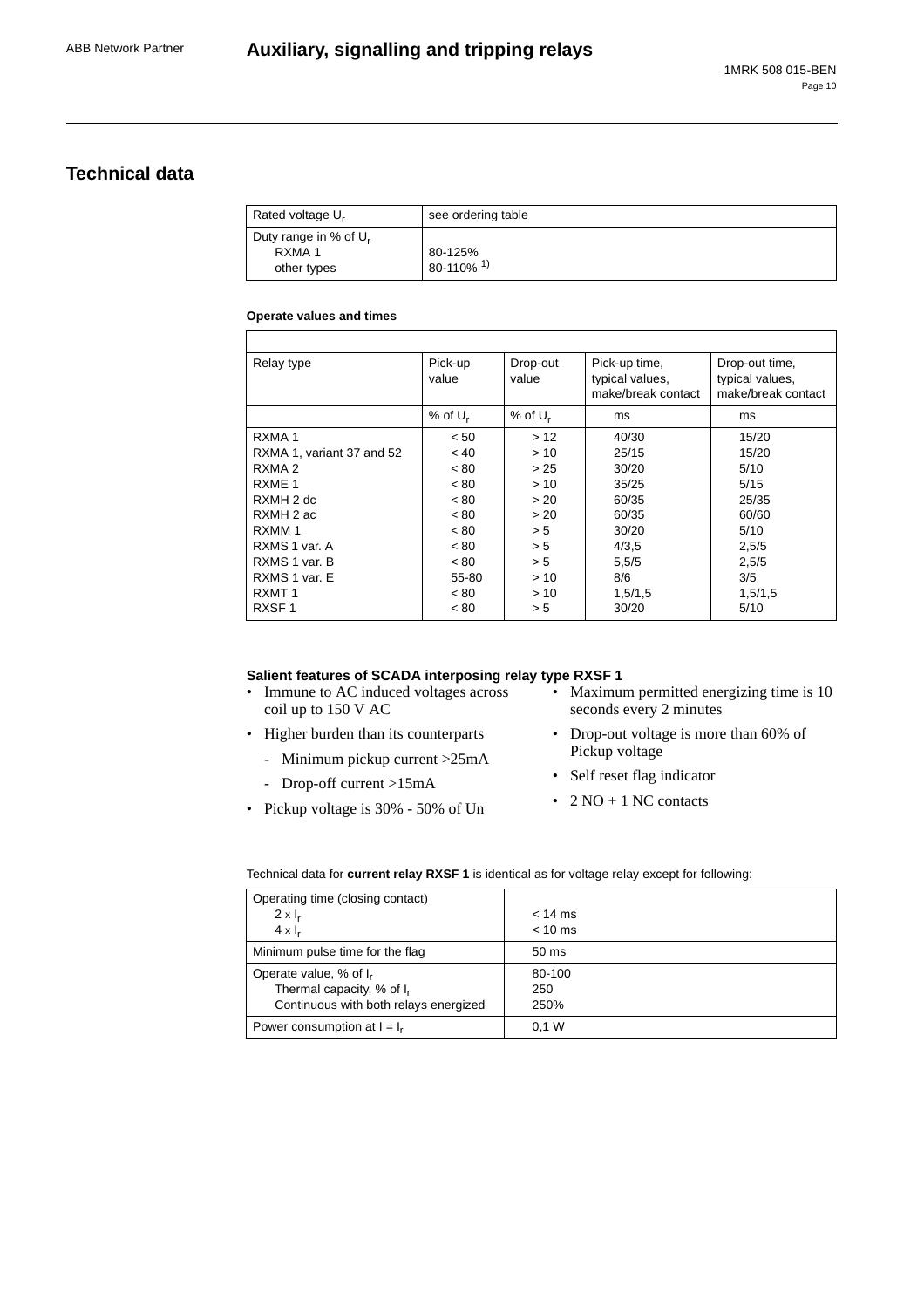## Technical data

| Rated voltage $U_r$ | see ordering table |
|---|---|
| Duty range in % of $U_r$<br>RXMA 1<br>other types | <br>80-125%<br>80-110% [1] |

#### Operate values and times

| Relay type | Pick-up value | Drop-out value | Pick-up time, typical values, make/break contact | Drop-out time, typical values, make/break contact |
|---|---|---|---|---|
| | % of $U_r$ | % of $U_r$ | ms | ms |
| RXMA 1 | < 50 | > 12 | 40/30 | 15/20 |
| RXMA 1, variant 37 and 52 | < 40 | > 10 | 25/15 | 15/20 |
| RXMA 2 | < 80 | > 25 | 30/20 | 5/10 |
| RXME 1 | < 80 | > 10 | 35/25 | 5/15 |
| RXMH 2 dc | < 80 | > 20 | 60/35 | 25/35 |
| RXMH 2 ac | < 80 | > 20 | 60/35 | 60/60 |
| RXMM 1 | < 80 | > 5 | 30/20 | 5/10 |
| RXMS 1 var. A | < 80 | > 5 | 4/3,5 | 2,5/5 |
| RXMS 1 var. B | < 80 | > 5 | 5,5/5 | 2,5/5 |
| RXMS 1 var. E | 55-80 | > 10 | 8/6 | 3/5 |
| RXMT 1 | < 80 | > 10 | 1,5/1,5 | 1,5/1,5 |
| RXSF 1 | < 80 | > 5 | 30/20 | 5/10 |

#### Salient features of SCADA interposing relay type RXSF 1

- Immune to AC induced voltages across coil up to 150 V AC
- Higher burden than its counterparts
  - Minimum pickup current >25mA
  - Drop-off current >15mA
- Pickup voltage is 30% - 50% of Un
- Maximum permitted energizing time is 10 seconds every 2 minutes
- Drop-out voltage is more than 60% of Pickup voltage
- Self reset flag indicator
- 2 NO + 1 NC contacts

Technical data for **current relay RXSF 1** is identical as for voltage relay except for following:

| Operating time (closing contact)<br>$2 \times I_r$<br>$4 \times I_r$ | <br>< 14 ms<br>< 10 ms |
|---|---|
| Minimum pulse time for the flag | 50 ms |
| Operate value, % of $I_r$<br>Thermal capacity, % of $I_r$<br>Continuous with both relays energized | 80-100<br>250<br>250% |
| Power consumption at $I = I_r$ | 0,1 W |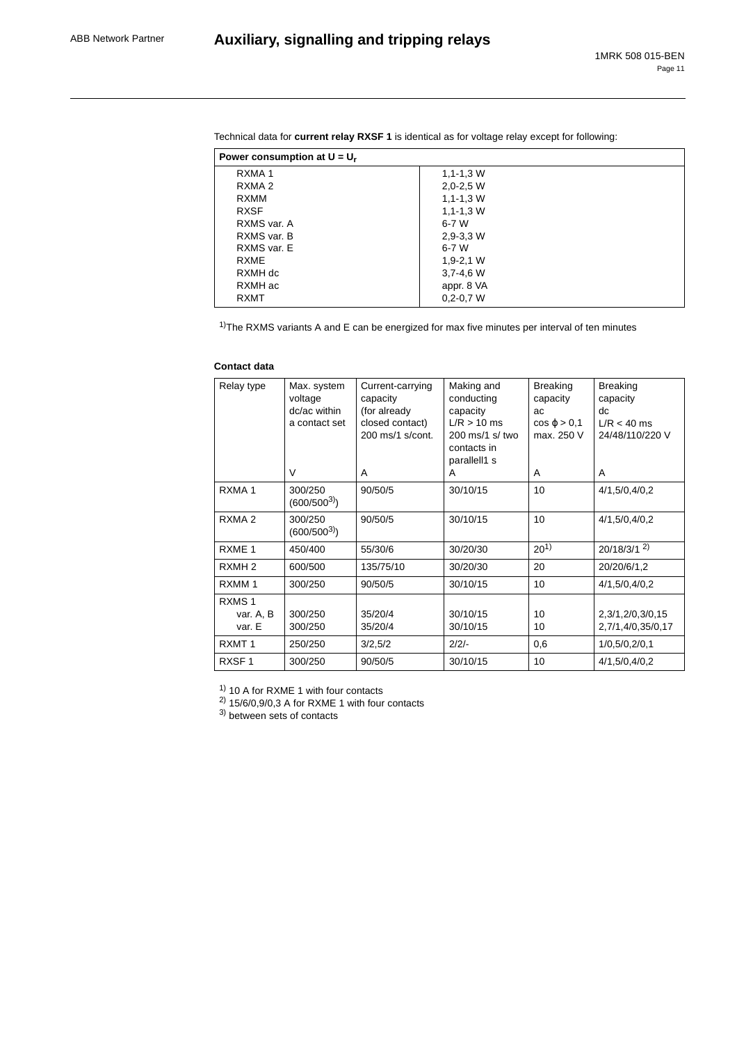Technical data for **current relay RXSF 1** is identical as for voltage relay except for following:

| **Power consumption at $U = U_r$** | |
|---|---|
| RXMA 1 | 1,1-1,3 W |
| RXMA 2 | 2,0-2,5 W |
| RXMM | 1,1-1,3 W |
| RXSF | 1,1-1,3 W |
| RXMS var. A | 6-7 W |
| RXMS var. B | 2,9-3,3 W |
| RXMS var. E | 6-7 W |
| RXME | 1,9-2,1 W |
| RXMH dc | 3,7-4,6 W |
| RXMH ac | appr. 8 VA |
| RXMT | 0,2-0,7 W |

[1]The RXMS variants A and E can be energized for max five minutes per interval of ten minutes

**Contact data**

| Relay type | Max. system voltage dc/ac within a contact set<br><br>V | Current-carrying capacity (for already closed contact) 200 ms/1 s/cont.<br><br>A | Making and conducting capacity L/R > 10 ms 200 ms/1 s/ two contacts in parallell1 s<br><br>A | Breaking capacity ac cos ϕ > 0,1 max. 250 V<br><br>A | Breaking capacity dc L/R < 40 ms 24/48/110/220 V<br><br>A |
|---|---|---|---|---|---|
| RXMA 1 | 300/250 (600/500[3]) | 90/50/5 | 30/10/15 | 10 | 4/1,5/0,4/0,2 |
| RXMA 2 | 300/250 (600/500[3]) | 90/50/5 | 30/10/15 | 10 | 4/1,5/0,4/0,2 |
| RXME 1 | 450/400 | 55/30/6 | 30/20/30 | 20[1] | 20/18/3/1 [2] |
| RXMH 2 | 600/500 | 135/75/10 | 30/20/30 | 20 | 20/20/6/1,2 |
| RXMM 1 | 300/250 | 90/50/5 | 30/10/15 | 10 | 4/1,5/0,4/0,2 |
| RXMS 1 var. A, B | 300/250 | 35/20/4 | 30/10/15 | 10 | 2,3/1,2/0,3/0,15 |
| RXMS 1 var. E | 300/250 | 35/20/4 | 30/10/15 | 10 | 2,7/1,4/0,35/0,17 |
| RXMT 1 | 250/250 | 3/2,5/2 | 2/2/- | 0,6 | 1/0,5/0,2/0,1 |
| RXSF 1 | 300/250 | 90/50/5 | 30/10/15 | 10 | 4/1,5/0,4/0,2 |

[1] 10 A for RXME 1 with four contacts
[2] 15/6/0,9/0,3 A for RXME 1 with four contacts
[3] between sets of contacts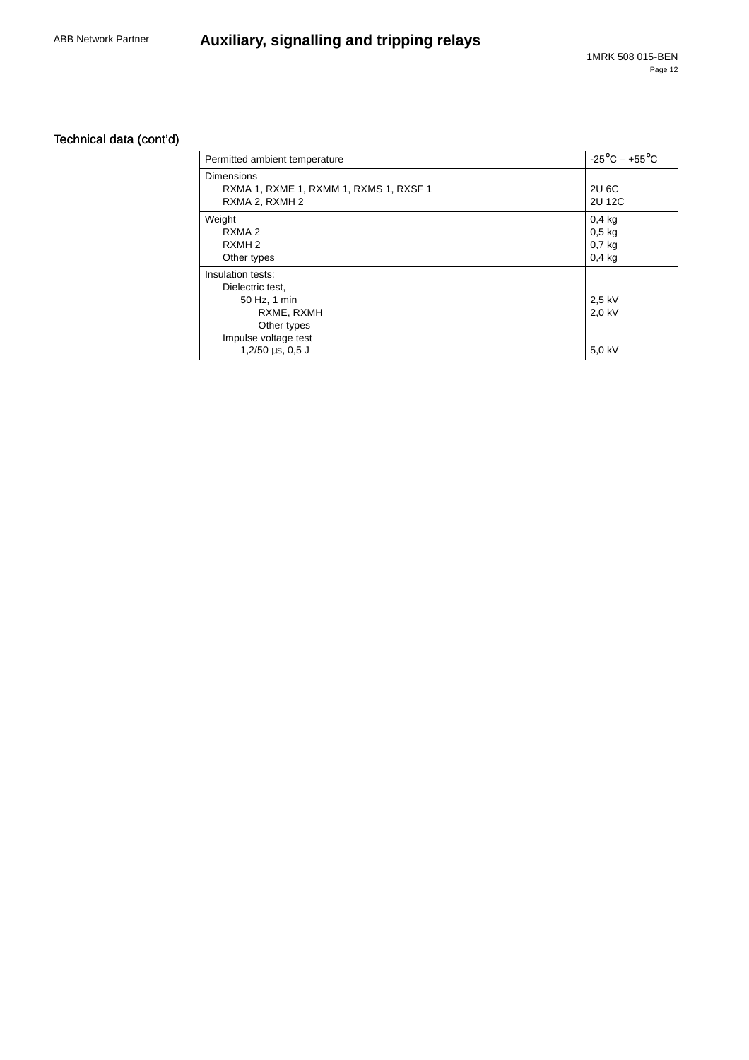## Technical data (cont'd)

| | |
|---|---|
| Permitted ambient temperature | -25°C – +55°C |
| Dimensions<br>RXMA 1, RXME 1, RXMM 1, RXMS 1, RXSF 1<br>RXMA 2, RXMH 2 | <br>2U 6C<br>2U 12C |
| Weight<br>RXMA 2<br>RXMH 2<br>Other types | 0,4 kg<br>0,5 kg<br>0,7 kg<br>0,4 kg |
| Insulation tests:<br>Dielectric test,<br>50 Hz, 1 min<br>RXME, RXMH<br>Other types<br>Impulse voltage test<br>1,2/50 µs, 0,5 J | <br><br>2,5 kV<br>2,0 kV<br><br><br>5,0 kV |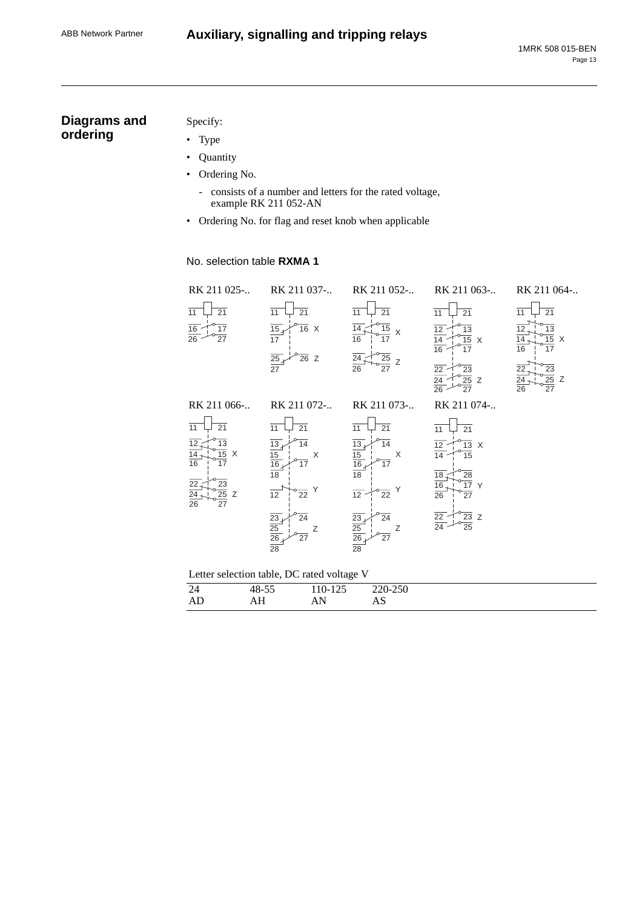## Diagrams and ordering

Specify:

- Type
- Quantity
- Ordering No.
  - consists of a number and letters for the rated voltage, example RK 211 052-AN
- Ordering No. for flag and reset knob when applicable

No. selection table **RXMA 1**

RK 211 025-..

RK 211 037-..

RK 211 052-..

RK 211 063-..

RK 211 064-..

RK 211 066-..

RK 211 072-..

RK 211 073-..

RK 211 074-..

Letter selection table, DC rated voltage V

| 24 | 48-55 | 110-125 | 220-250 |
|---|---|---|---|
| AD | AH | AN | AS |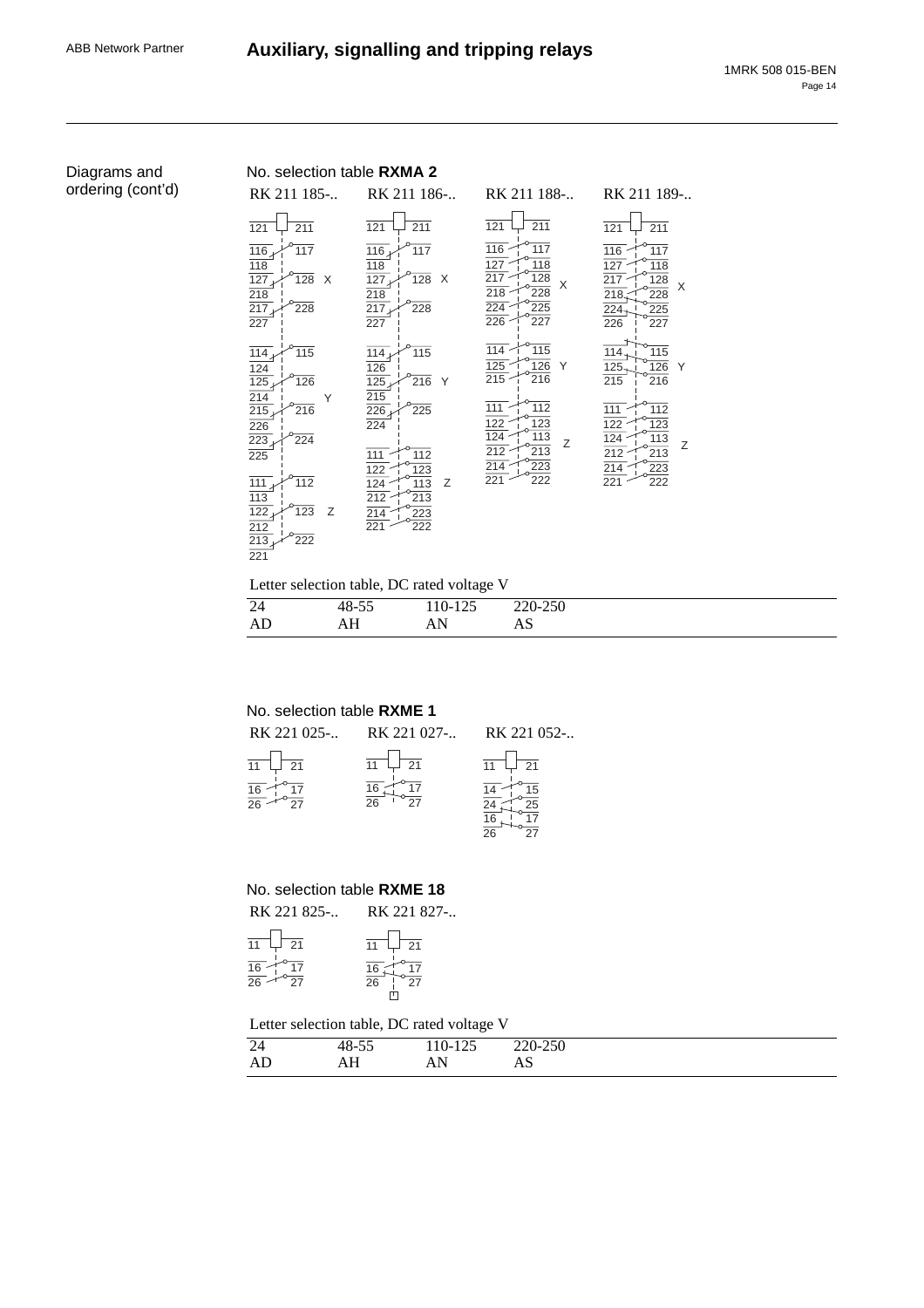Diagrams and ordering (cont'd)

No. selection table **RXMA 2**

RK 211 185-..   RK 211 186-..   RK 211 188-..   RK 211 189-..

Letter selection table, DC rated voltage V

| 24 | 48-55 | 110-125 | 220-250 |
|---|---|---|---|
| AD | AH | AN | AS |

No. selection table **RXME 1**

RK 221 025-..   RK 221 027-..   RK 221 052-..

No. selection table **RXME 18**

RK 221 825-..   RK 221 827-..

Letter selection table, DC rated voltage V

| 24 | 48-55 | 110-125 | 220-250 |
|---|---|---|---|
| AD | AH | AN | AS |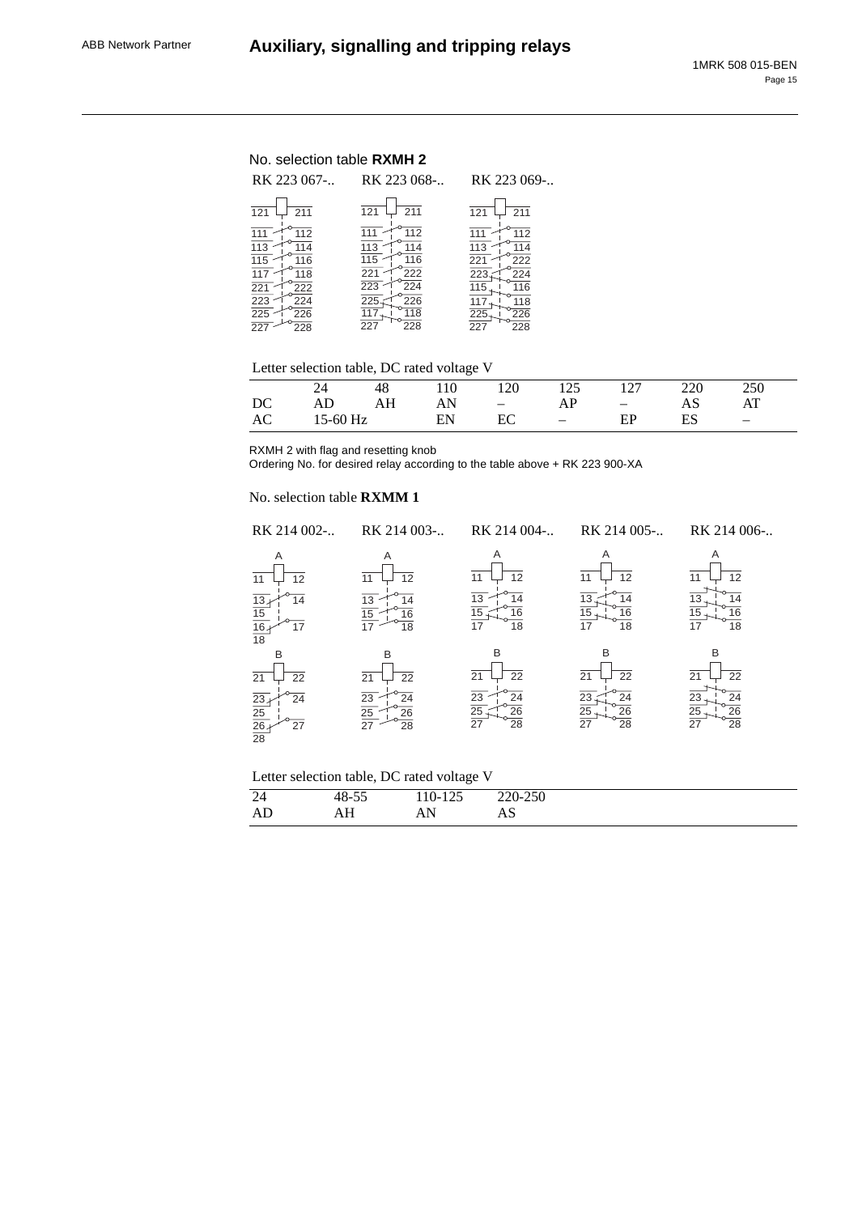## No. selection table **RXMH 2**

RK 223 067-.. RK 223 068-.. RK 223 069-..

| RK 223 067-.. | | RK 223 068-.. | | RK 223 069-.. | |
|---|---|---|---|---|---|
| 121 | 211 | 121 | 211 | 121 | 211 |
| 111 | 112 | 111 | 112 | 111 | 112 |
| 113 | 114 | 113 | 114 | 113 | 114 |
| 115 | 116 | 115 | 116 | 221 | 222 |
| 117 | 118 | 221 | 222 | 223 | 224 |
| 221 | 222 | 223 | 224 | 115 | 116 |
| 223 | 224 | 225 | 226 | 117 | 118 |
| 225 | 226 | 117 | 118 | 225 | 226 |
| 227 | 228 | 227 | 228 | 227 | 228 |

Letter selection table, DC rated voltage V

| | 24 | 48 | 110 | 120 | 125 | 127 | 220 | 250 |
|---|---|---|---|---|---|---|---|---|
| DC | AD | AH | AN | – | AP | – | AS | AT |
| AC | 15-60 Hz | | EN | EC | – | EP | ES | – |

RXMH 2 with flag and resetting knob
Ordering No. for desired relay according to the table above + RK 223 900-XA

## No. selection table **RXMM 1**

| RK 214 002-.. | | RK 214 003-.. | | RK 214 004-.. | | RK 214 005-.. | | RK 214 006-.. | |
|---|---|---|---|---|---|---|---|---|---|
| A | | A | | A | | A | | A | |
| 11 | 12 | 11 | 12 | 11 | 12 | 11 | 12 | 11 | 12 |
| 13 | 14 | 13 | 14 | 13 | 14 | 13 | 14 | 13 | 14 |
| 15 | | 15 | 16 | 15 | 16 | 15 | 16 | 15 | 16 |
| 16 | 17 | 17 | 18 | 17 | 18 | 17 | 18 | 17 | 18 |
| 18 | | | | | | | | | |
| B | | B | | B | | B | | B | |
| 21 | 22 | 21 | 22 | 21 | 22 | 21 | 22 | 21 | 22 |
| 23 | 24 | 23 | 24 | 23 | 24 | 23 | 24 | 23 | 24 |
| 25 | | 25 | 26 | 25 | 26 | 25 | 26 | 25 | 26 |
| 26 | 27 | 27 | 28 | 27 | 28 | 27 | 28 | 27 | 28 |
| 28 | | | | | | | | | |

Letter selection table, DC rated voltage V

| 24 | 48-55 | 110-125 | 220-250 |
|---|---|---|---|
| AD | AH | AN | AS |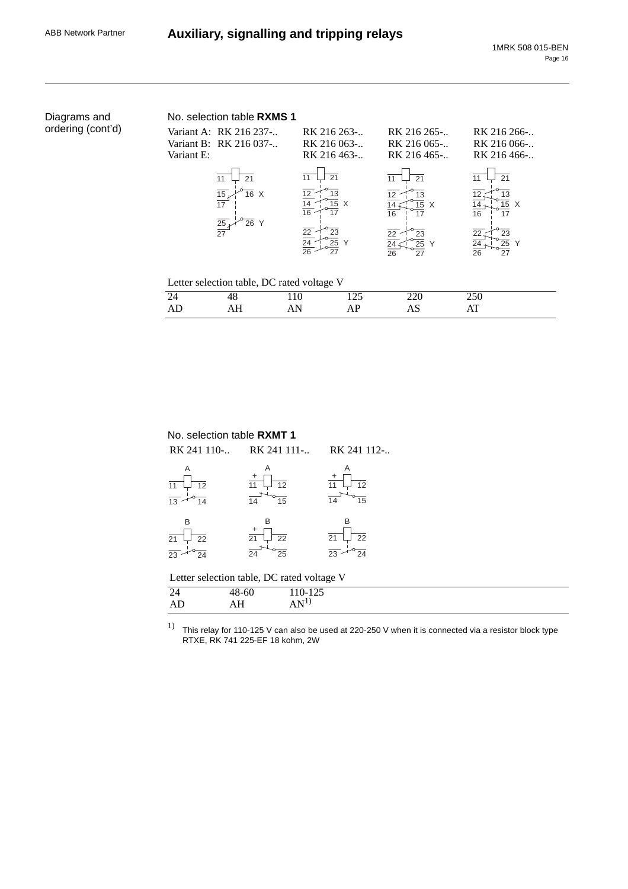Diagrams and ordering (cont'd)

No. selection table **RXMS 1**

| | | | | |
|---|---|---|---|---|
| Variant A: | RK 216 237-.. | RK 216 263-.. | RK 216 265-.. | RK 216 266-.. |
| Variant B: | RK 216 037-.. | RK 216 063-.. | RK 216 065-.. | RK 216 066-.. |
| Variant E: | | RK 216 463-.. | RK 216 465-.. | RK 216 466-.. |

Letter selection table, DC rated voltage V

| 24 | 48 | 110 | 125 | 220 | 250 |
|---|---|---|---|---|---|
| AD | AH | AN | AP | AS | AT |

No. selection table **RXMT 1**

RK 241 110-.. RK 241 111-.. RK 241 112-..

Letter selection table, DC rated voltage V

| 24 | 48-60 | 110-125 |
|---|---|---|
| AD | AH | AN[1)] |

[1)] This relay for 110-125 V can also be used at 220-250 V when it is connected via a resistor block type RTXE, RK 741 225-EF 18 kohm, 2W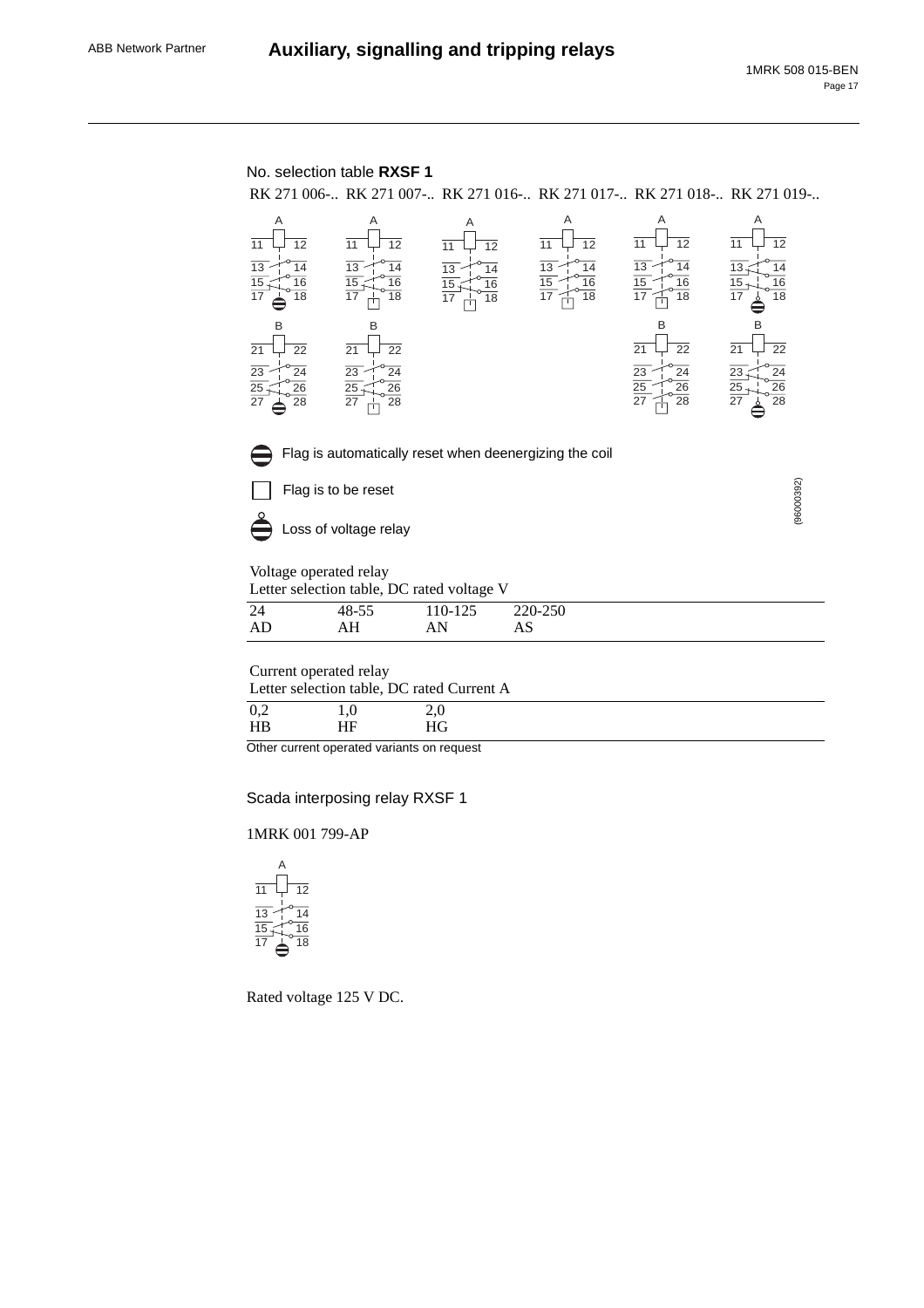No. selection table **RXSF 1**

RK 271 006-.. RK 271 007-.. RK 271 016-.. RK 271 017-.. RK 271 018-.. RK 271 019-..

Flag is automatically reset when deenergizing the coil

Flag is to be reset

Loss of voltage relay

(96000392)

Voltage operated relay

Letter selection table, DC rated voltage V

| 24 | 48-55 | 110-125 | 220-250 |
|---|---|---|---|
| AD | AH | AN | AS |

Current operated relay

Letter selection table, DC rated Current A

| 0,2 | 1,0 | 2,0 |
|---|---|---|
| HB | HF | HG |

Other current operated variants on request

## Scada interposing relay RXSF 1

1MRK 001 799-AP

Rated voltage 125 V DC.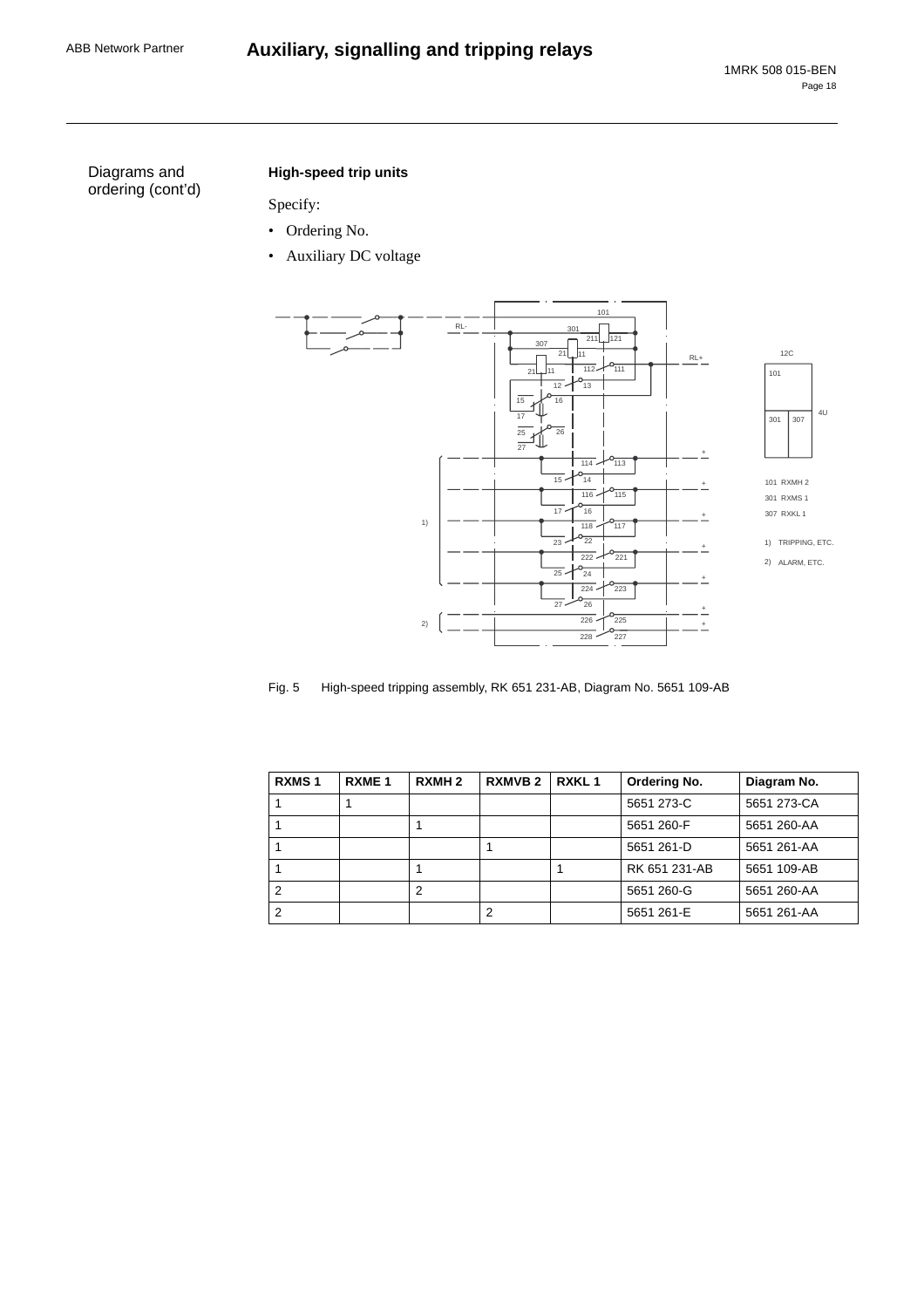Diagrams and ordering (cont'd)

### High-speed trip units

Specify:

- Ordering No.
- Auxiliary DC voltage

Fig. 5 High-speed tripping assembly, RK 651 231-AB, Diagram No. 5651 109-AB

| RXMS 1 | RXME 1 | RXMH 2 | RXMVB 2 | RXKL 1 | Ordering No. | Diagram No. |
|---|---|---|---|---|---|---|
| 1 | 1 | | | | 5651 273-C | 5651 273-CA |
| 1 | | 1 | | | 5651 260-F | 5651 260-AA |
| 1 | | | 1 | | 5651 261-D | 5651 261-AA |
| 1 | | 1 | | 1 | RK 651 231-AB | 5651 109-AB |
| 2 | | 2 | | | 5651 260-G | 5651 260-AA |
| 2 | | | 2 | | 5651 261-E | 5651 261-AA |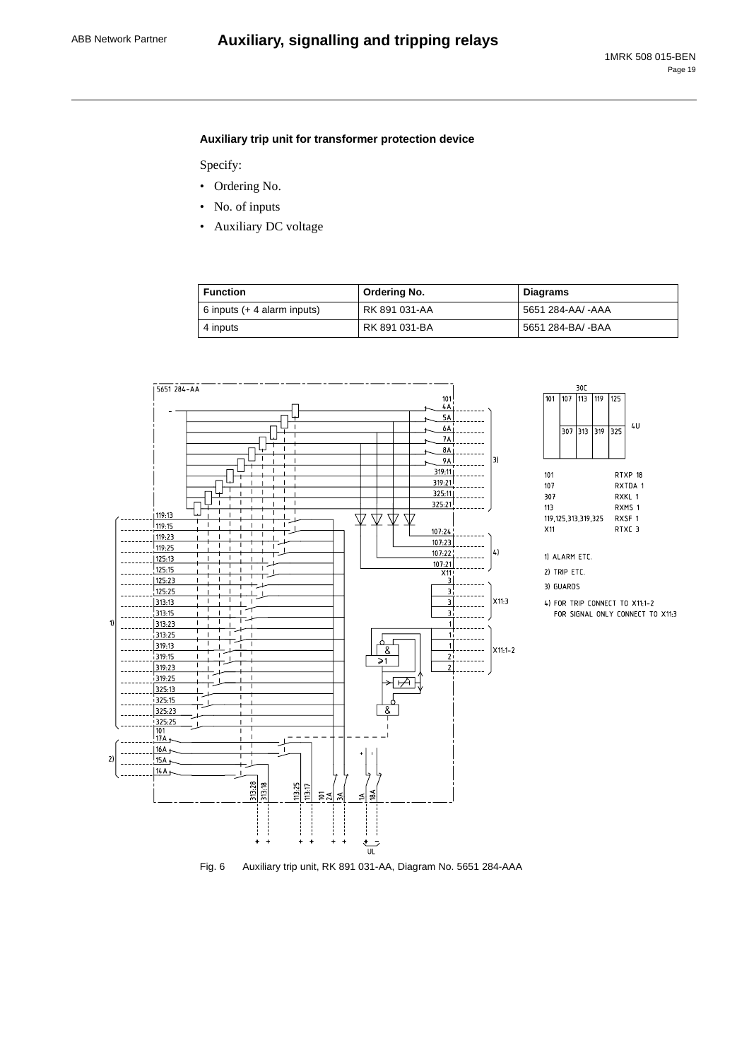### Auxiliary trip unit for transformer protection device

Specify:

- Ordering No.
- No. of inputs
- Auxiliary DC voltage

| Function | Ordering No. | Diagrams |
|---|---|---|
| 6 inputs (+ 4 alarm inputs) | RK 891 031-AA | 5651 284-AA/ -AAA |
| 4 inputs | RK 891 031-BA | 5651 284-BA/ -BAA |

Fig. 6 Auxiliary trip unit, RK 891 031-AA, Diagram No. 5651 284-AAA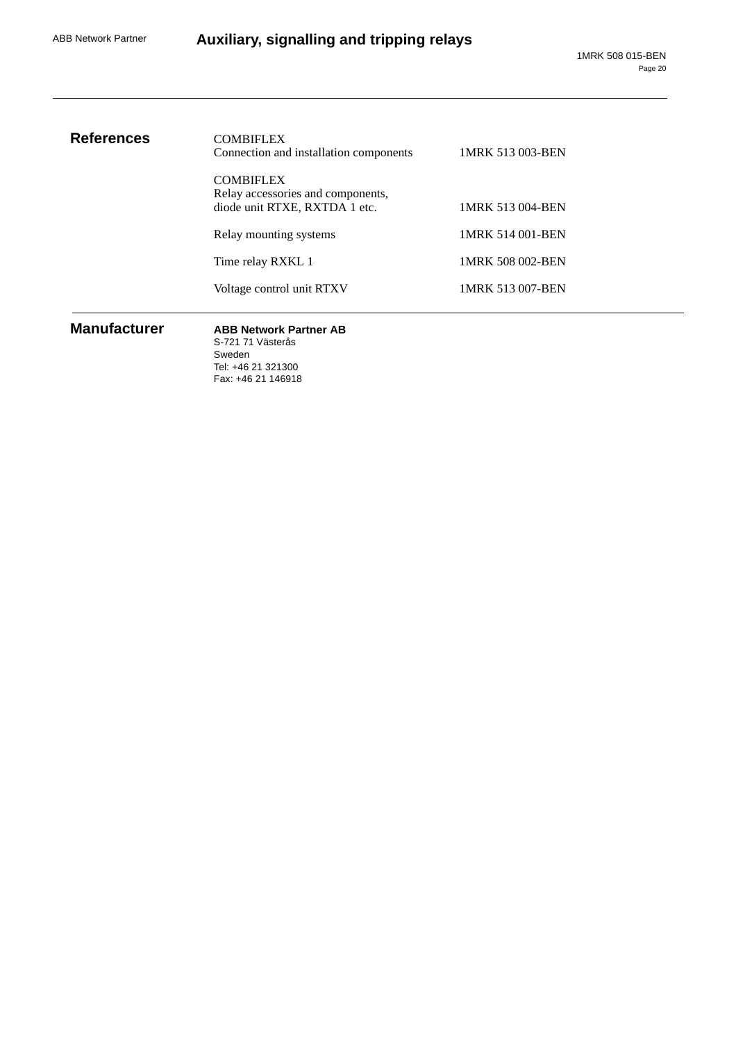## References

| | |
|---|---|
| COMBIFLEX<br>Connection and installation components | 1MRK 513 003-BEN |
| COMBIFLEX<br>Relay accessories and components,<br>diode unit RTXE, RXTDA 1 etc. | 1MRK 513 004-BEN |
| Relay mounting systems | 1MRK 514 001-BEN |
| Time relay RXKL 1 | 1MRK 508 002-BEN |
| Voltage control unit RTXV | 1MRK 513 007-BEN |

## Manufacturer

**ABB Network Partner AB**
S-721 71 Västerås
Sweden
Tel: +46 21 321300
Fax: +46 21 146918